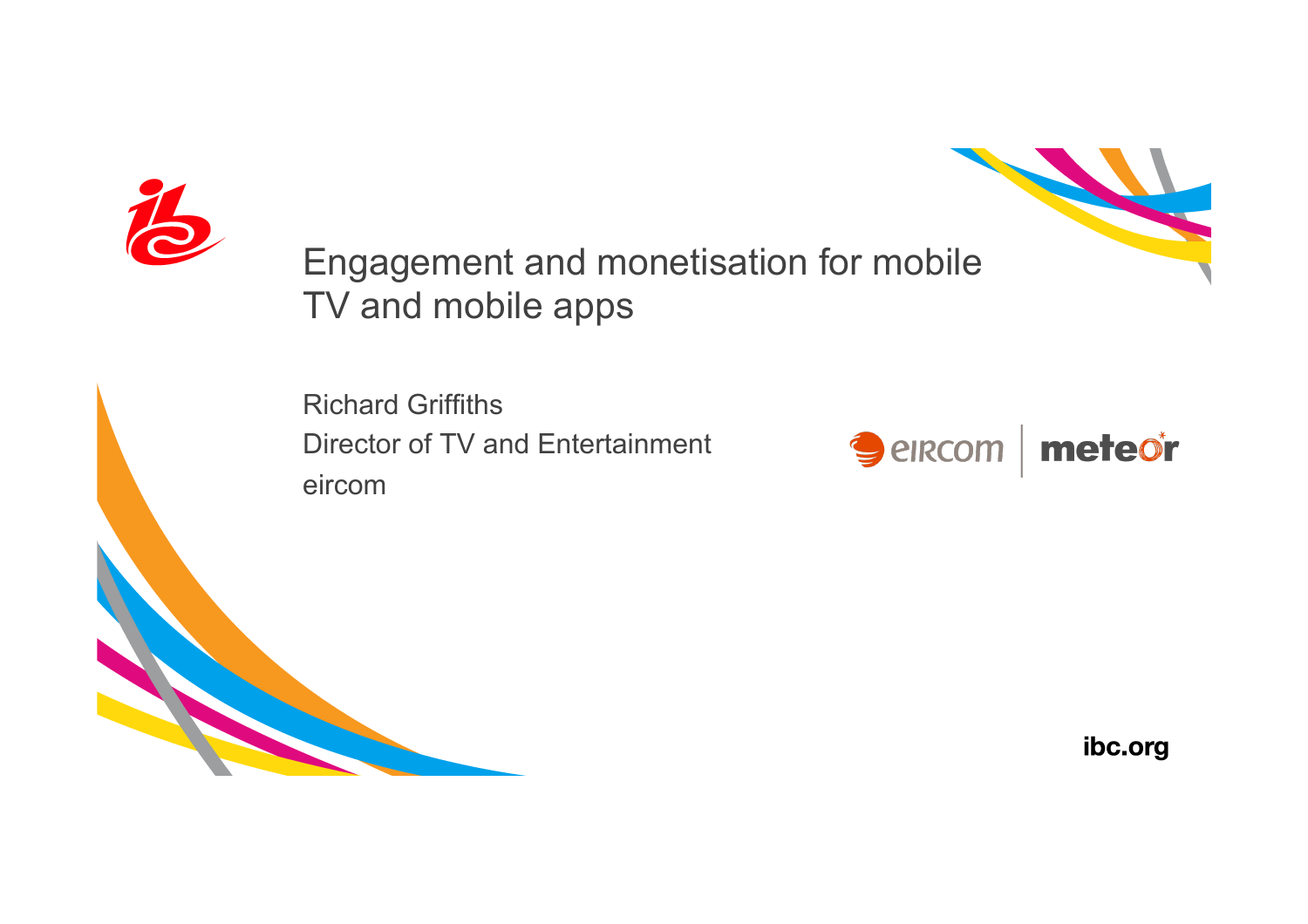# Engagement and monetisation for mobile TV and mobile apps

Richard Griffiths

Director of TV and Entertainment

eircom

eircom | meteor

ibc.org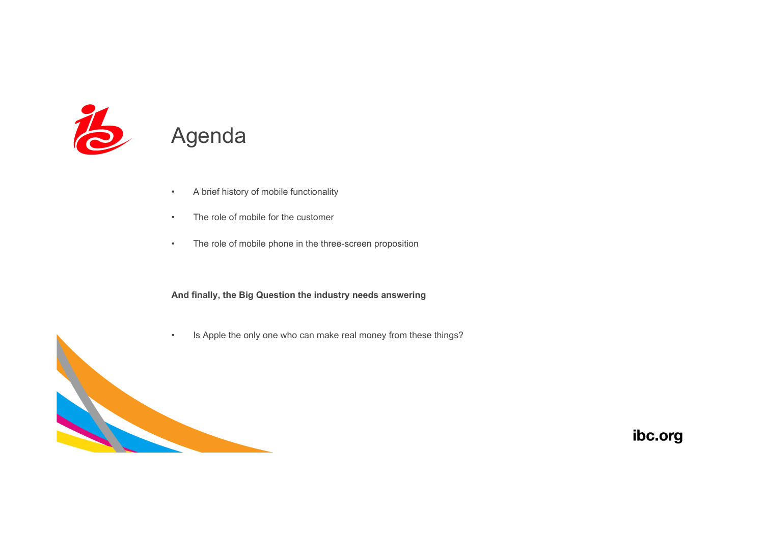# Agenda

- A brief history of mobile functionality
- The role of mobile for the customer
- The role of mobile phone in the three-screen proposition

**And finally, the Big Question the industry needs answering**

- Is Apple the only one who can make real money from these things?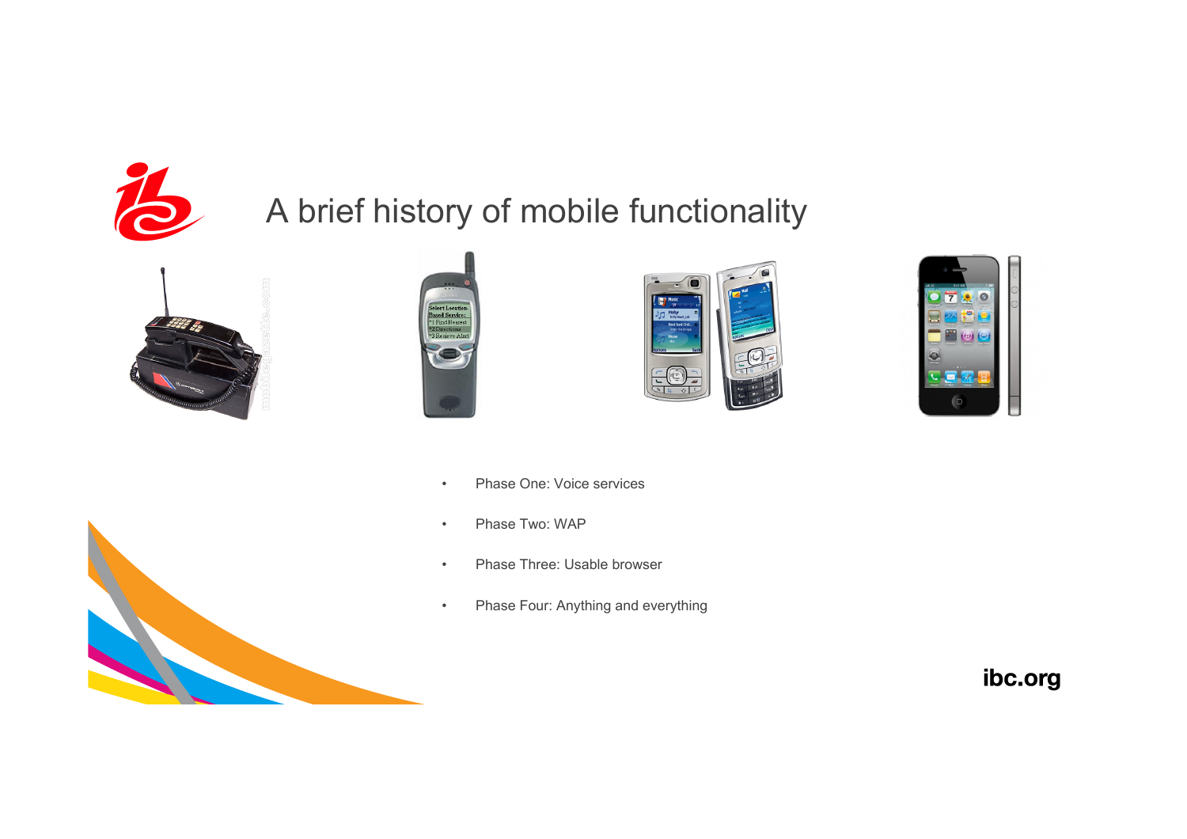# A brief history of mobile functionality

- Phase One: Voice services
- Phase Two: WAP
- Phase Three: Usable browser
- Phase Four: Anything and everything

ibc.org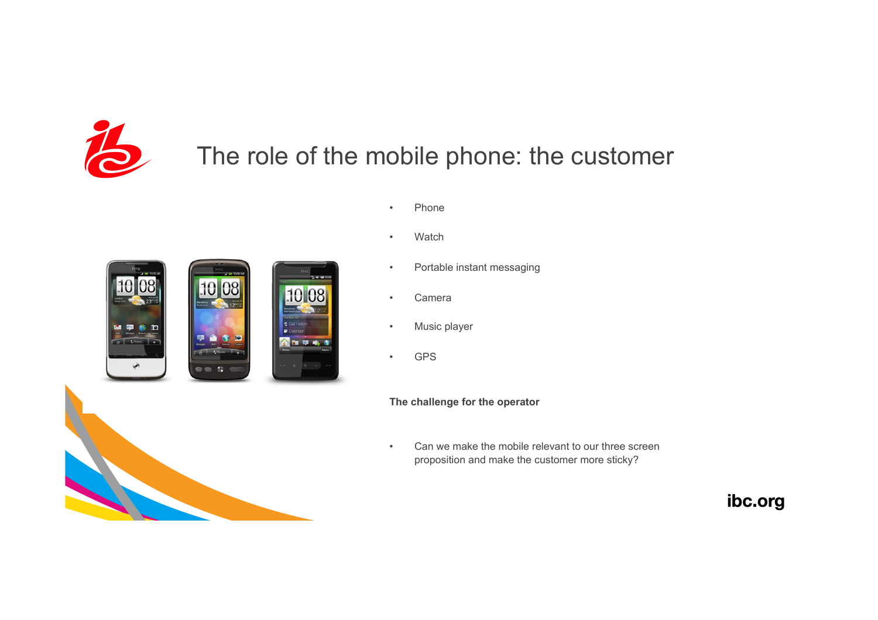# The role of the mobile phone: the customer

- Phone
- Watch
- Portable instant messaging
- Camera
- Music player
- GPS

**The challenge for the operator**

- Can we make the mobile relevant to our three screen proposition and make the customer more sticky?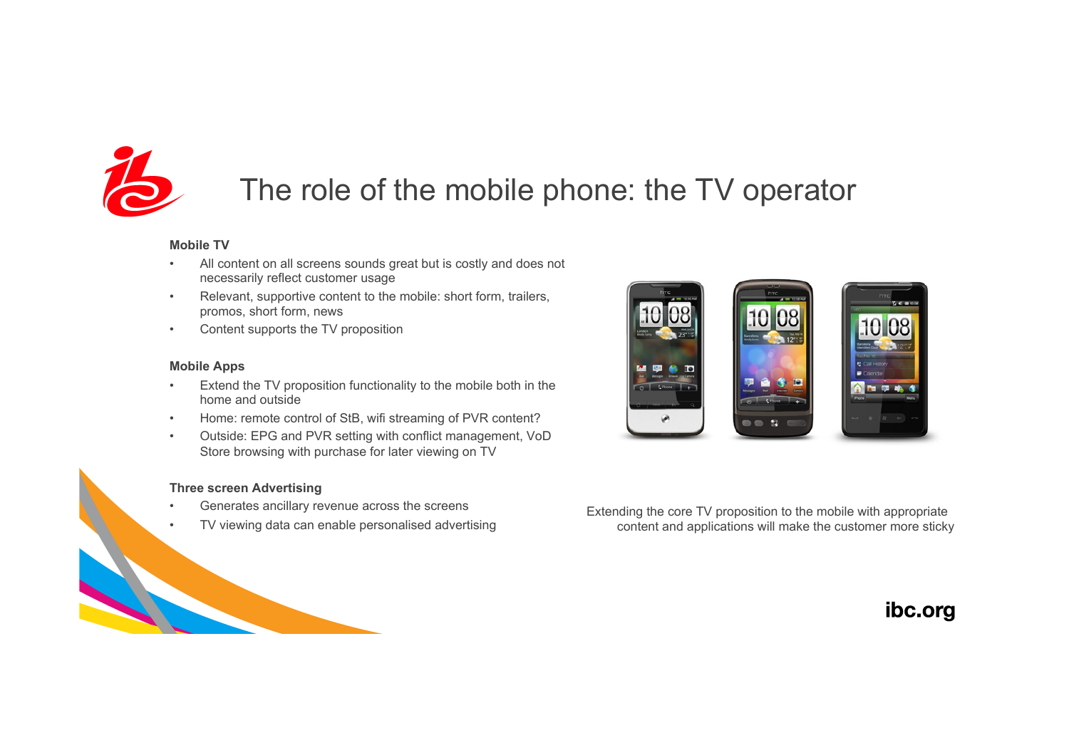# The role of the mobile phone: the TV operator

**Mobile TV**

- All content on all screens sounds great but is costly and does not necessarily reflect customer usage
- Relevant, supportive content to the mobile: short form, trailers, promos, short form, news
- Content supports the TV proposition

**Mobile Apps**

- Extend the TV proposition functionality to the mobile both in the home and outside
- Home: remote control of StB, wifi streaming of PVR content?
- Outside: EPG and PVR setting with conflict management, VoD Store browsing with purchase for later viewing on TV

**Three screen Advertising**

- Generates ancillary revenue across the screens
- TV viewing data can enable personalised advertising

Extending the core TV proposition to the mobile with appropriate content and applications will make the customer more sticky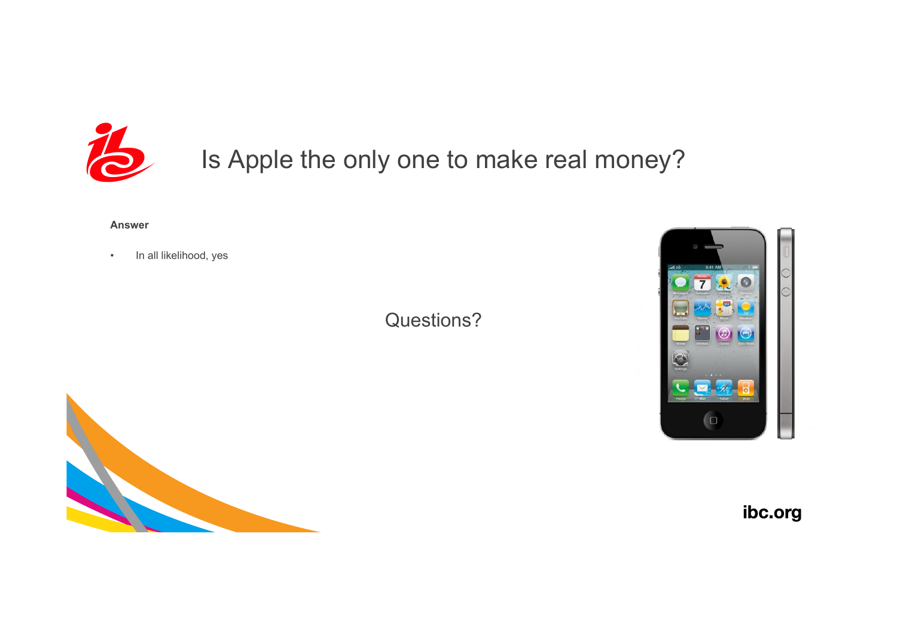# Is Apple the only one to make real money?

**Answer**

- In all likelihood, yes

Questions?